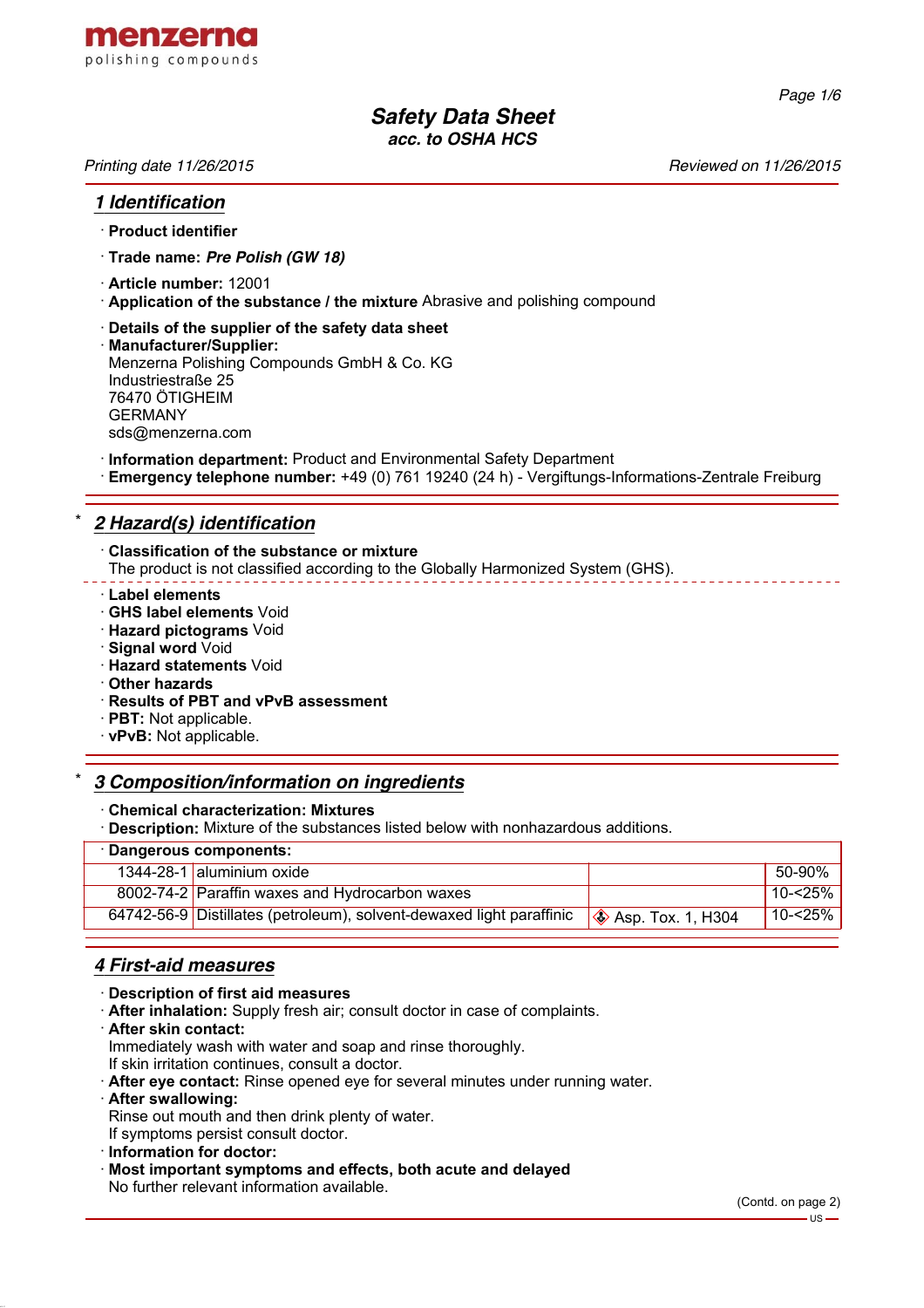**menzerna**
polishing compounds

# Safety Data Sheet
**acc. to OSHA HCS**

*Printing date 11/26/2015* *Reviewed on 11/26/2015*

## 1 Identification

· **Product identifier**

· **Trade name:** ***Pre Polish (GW 18)***

· **Article number:** 12001
· **Application of the substance / the mixture** Abrasive and polishing compound

· **Details of the supplier of the safety data sheet**
· **Manufacturer/Supplier:**
Menzerna Polishing Compounds GmbH & Co. KG
Industriestraße 25
76470 ÖTIGHEIM
GERMANY
sds@menzerna.com

· **Information department:** Product and Environmental Safety Department
· **Emergency telephone number:** +49 (0) 761 19240 (24 h) - Vergiftungs-Informations-Zentrale Freiburg

## * 2 Hazard(s) identification

· **Classification of the substance or mixture**
The product is not classified according to the Globally Harmonized System (GHS).

· **Label elements**
· **GHS label elements** Void
· **Hazard pictograms** Void
· **Signal word** Void
· **Hazard statements** Void
· **Other hazards**
· **Results of PBT and vPvB assessment**
· **PBT:** Not applicable.
· **vPvB:** Not applicable.

## * 3 Composition/information on ingredients

· **Chemical characterization: Mixtures**
· **Description:** Mixture of the substances listed below with nonhazardous additions.

| · Dangerous components: | | | |
|---|---|---|---|
| 1344-28-1 | aluminium oxide | | 50-90% |
| 8002-74-2 | Paraffin waxes and Hydrocarbon waxes | | 10-<25% |
| 64742-56-9 | Distillates (petroleum), solvent-dewaxed light paraffinic | Asp. Tox. 1, H304 | 10-<25% |

## 4 First-aid measures

· **Description of first aid measures**
· **After inhalation:** Supply fresh air; consult doctor in case of complaints.
· **After skin contact:**
Immediately wash with water and soap and rinse thoroughly.
If skin irritation continues, consult a doctor.
· **After eye contact:** Rinse opened eye for several minutes under running water.
· **After swallowing:**
Rinse out mouth and then drink plenty of water.
If symptoms persist consult doctor.
· **Information for doctor:**
· **Most important symptoms and effects, both acute and delayed**
No further relevant information available.

(Contd. on page 2)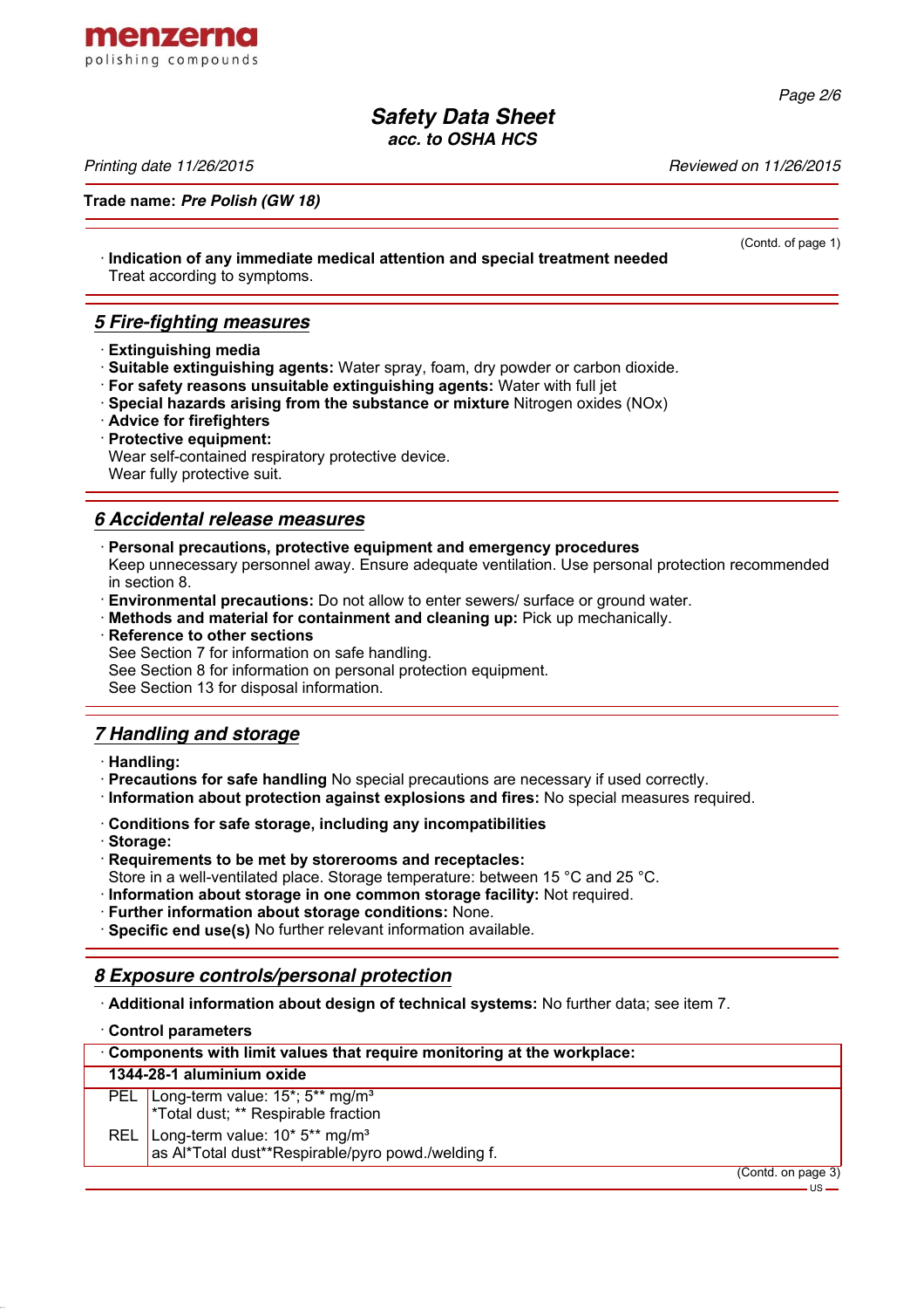(Contd. of page 1)

· **Indication of any immediate medical attention and special treatment needed**
Treat according to symptoms.

## 5 Fire-fighting measures

· **Extinguishing media**
· **Suitable extinguishing agents:** Water spray, foam, dry powder or carbon dioxide.
· **For safety reasons unsuitable extinguishing agents:** Water with full jet
· **Special hazards arising from the substance or mixture** Nitrogen oxides (NOx)
· **Advice for firefighters**
· **Protective equipment:**
Wear self-contained respiratory protective device.
Wear fully protective suit.

## 6 Accidental release measures

· **Personal precautions, protective equipment and emergency procedures**
Keep unnecessary personnel away. Ensure adequate ventilation. Use personal protection recommended in section 8.
· **Environmental precautions:** Do not allow to enter sewers/ surface or ground water.
· **Methods and material for containment and cleaning up:** Pick up mechanically.
· **Reference to other sections**
See Section 7 for information on safe handling.
See Section 8 for information on personal protection equipment.
See Section 13 for disposal information.

## 7 Handling and storage

· **Handling:**
· **Precautions for safe handling** No special precautions are necessary if used correctly.
· **Information about protection against explosions and fires:** No special measures required.

· **Conditions for safe storage, including any incompatibilities**
· **Storage:**
· **Requirements to be met by storerooms and receptacles:**
Store in a well-ventilated place. Storage temperature: between 15 °C and 25 °C.
· **Information about storage in one common storage facility:** Not required.
· **Further information about storage conditions:** None.
· **Specific end use(s)** No further relevant information available.

## 8 Exposure controls/personal protection

· **Additional information about design of technical systems:** No further data; see item 7.

· **Control parameters**

| · **Components with limit values that require monitoring at the workplace:** | |
|---|---|
| **1344-28-1 aluminium oxide** | |
| PEL | Long-term value: 15*; 5** mg/m³<br>*Total dust; ** Respirable fraction |
| REL | Long-term value: 10* 5** mg/m³<br>as Al*Total dust**Respirable/pyro powd./welding f. |

(Contd. on page 3)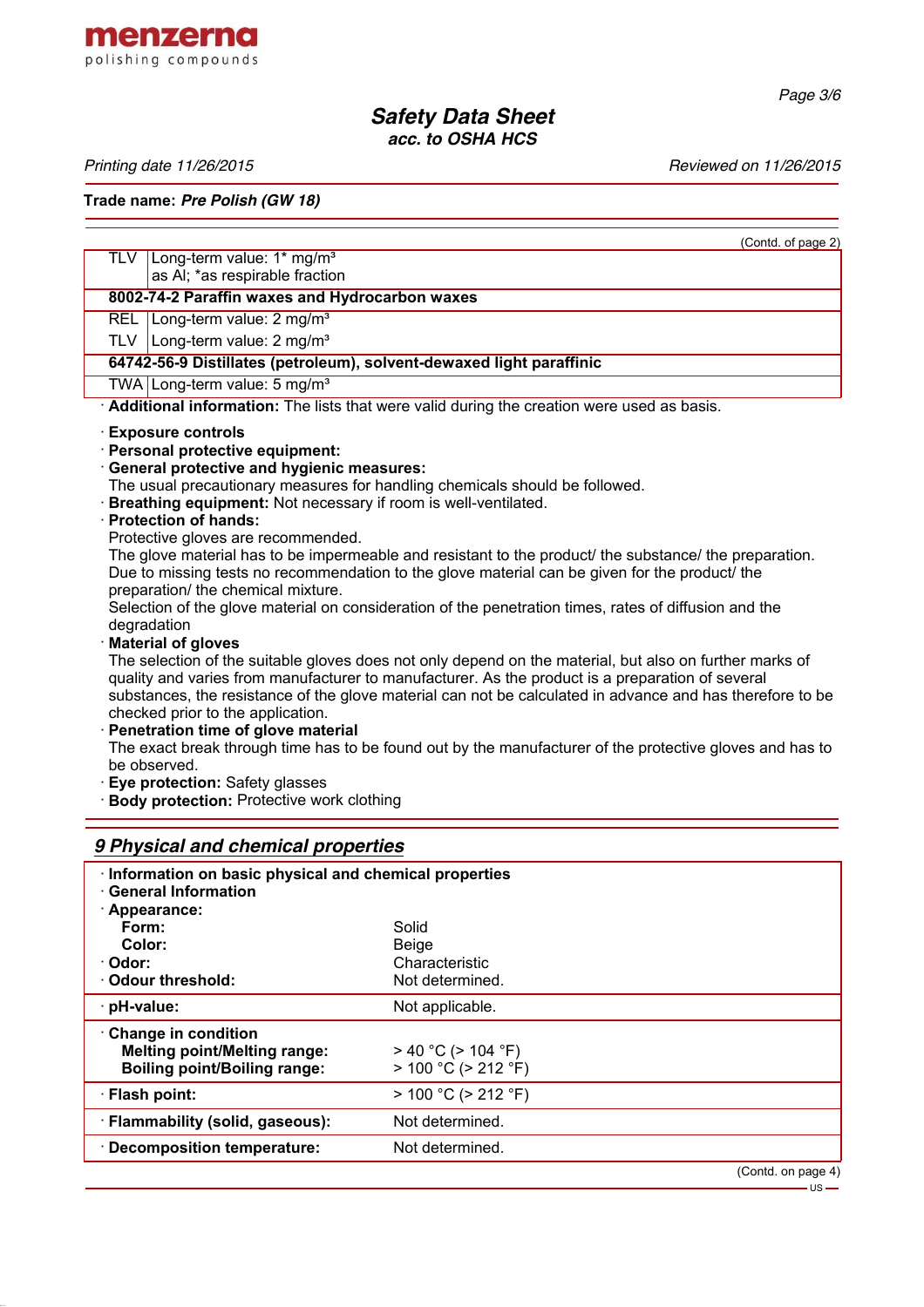Trade name: ***Pre Polish (GW 18)***

(Contd. of page 2)

| | |
|---|---|
| TLV | Long-term value: 1* mg/m³<br>as Al; *as respirable fraction |
| **8002-74-2 Paraffin waxes and Hydrocarbon waxes** | |
| REL | Long-term value: 2 mg/m³ |
| TLV | Long-term value: 2 mg/m³ |
| **64742-56-9 Distillates (petroleum), solvent-dewaxed light paraffinic** | |
| TWA | Long-term value: 5 mg/m³ |

· **Additional information:** The lists that were valid during the creation were used as basis.

· **Exposure controls**
· **Personal protective equipment:**
· **General protective and hygienic measures:**
The usual precautionary measures for handling chemicals should be followed.
· **Breathing equipment:** Not necessary if room is well-ventilated.
· **Protection of hands:**
Protective gloves are recommended.
The glove material has to be impermeable and resistant to the product/ the substance/ the preparation.
Due to missing tests no recommendation to the glove material can be given for the product/ the preparation/ the chemical mixture.
Selection of the glove material on consideration of the penetration times, rates of diffusion and the degradation
· **Material of gloves**
The selection of the suitable gloves does not only depend on the material, but also on further marks of quality and varies from manufacturer to manufacturer. As the product is a preparation of several substances, the resistance of the glove material can not be calculated in advance and has therefore to be checked prior to the application.
· **Penetration time of glove material**
The exact break through time has to be found out by the manufacturer of the protective gloves and has to be observed.
· **Eye protection:** Safety glasses
· **Body protection:** Protective work clothing

## *9 Physical and chemical properties*

| | |
|---|---|
| · **Information on basic physical and chemical properties** | |
| · **General Information** | |
| · **Appearance:** | |
| **Form:** | Solid |
| **Color:** | Beige |
| · **Odor:** | Characteristic |
| · **Odour threshold:** | Not determined. |
| · **pH-value:** | Not applicable. |
| · **Change in condition** | |
| **Melting point/Melting range:** | > 40 °C (> 104 °F) |
| **Boiling point/Boiling range:** | > 100 °C (> 212 °F) |
| · **Flash point:** | > 100 °C (> 212 °F) |
| · **Flammability (solid, gaseous):** | Not determined. |
| · **Decomposition temperature:** | Not determined. |

(Contd. on page 4)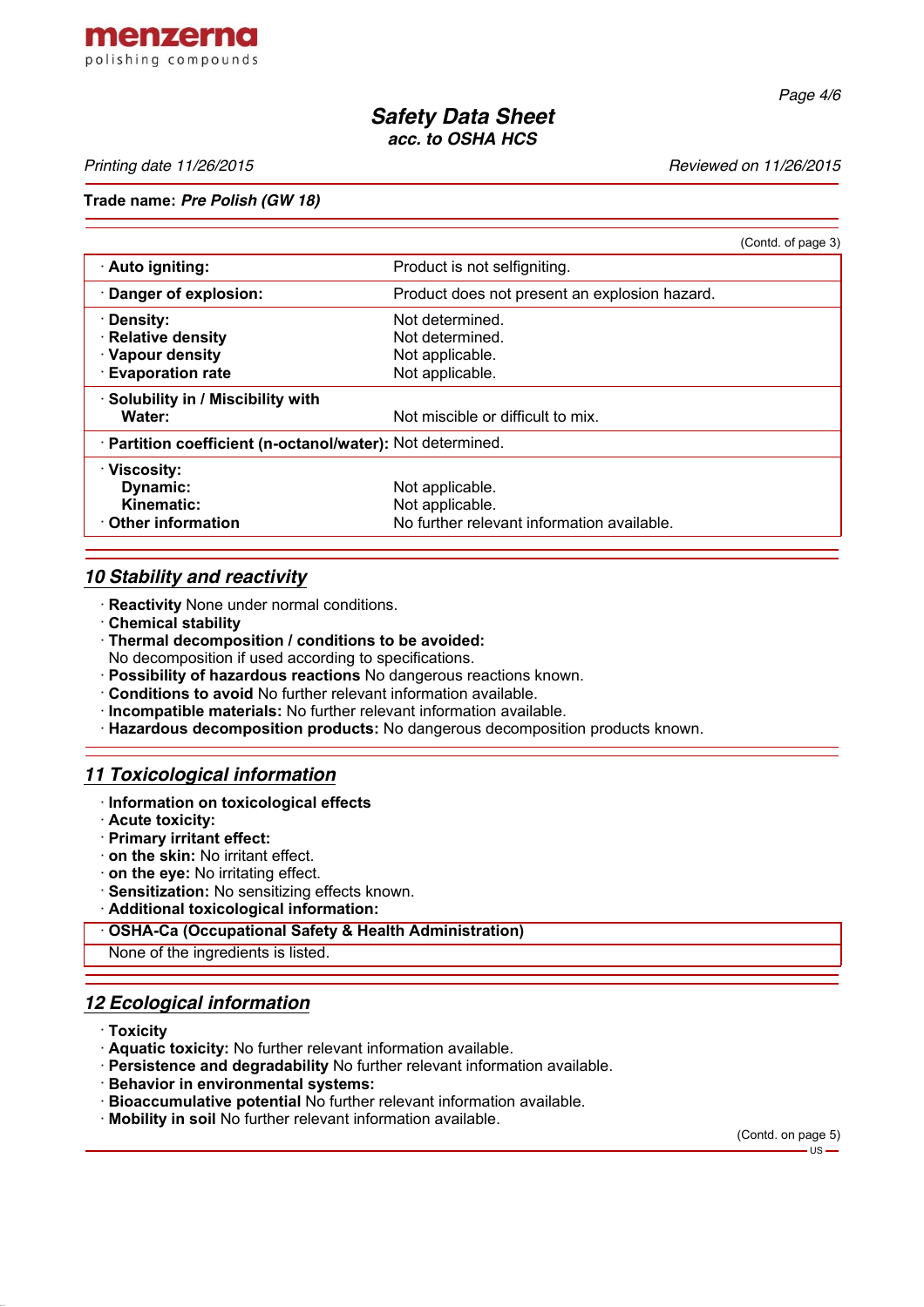(Contd. of page 3)

| | |
|---|---|
| · **Auto igniting:** | Product is not selfigniting. |
| · **Danger of explosion:** | Product does not present an explosion hazard. |
| · **Density:** | Not determined. |
| · **Relative density** | Not determined. |
| · **Vapour density** | Not applicable. |
| · **Evaporation rate** | Not applicable. |
| · **Solubility in / Miscibility with Water:** | Not miscible or difficult to mix. |
| · **Partition coefficient (n-octanol/water):** | Not determined. |
| · **Viscosity:** | |
| **Dynamic:** | Not applicable. |
| **Kinematic:** | Not applicable. |
| · **Other information** | No further relevant information available. |

## 10 Stability and reactivity

· **Reactivity** None under normal conditions.
· **Chemical stability**
· **Thermal decomposition / conditions to be avoided:**
No decomposition if used according to specifications.
· **Possibility of hazardous reactions** No dangerous reactions known.
· **Conditions to avoid** No further relevant information available.
· **Incompatible materials:** No further relevant information available.
· **Hazardous decomposition products:** No dangerous decomposition products known.

## 11 Toxicological information

· **Information on toxicological effects**
· **Acute toxicity:**
· **Primary irritant effect:**
· **on the skin:** No irritant effect.
· **on the eye:** No irritating effect.
· **Sensitization:** No sensitizing effects known.
· **Additional toxicological information:**

| · **OSHA-Ca (Occupational Safety & Health Administration)** |
|---|
| None of the ingredients is listed. |

## 12 Ecological information

· **Toxicity**
· **Aquatic toxicity:** No further relevant information available.
· **Persistence and degradability** No further relevant information available.
· **Behavior in environmental systems:**
· **Bioaccumulative potential** No further relevant information available.
· **Mobility in soil** No further relevant information available.

(Contd. on page 5)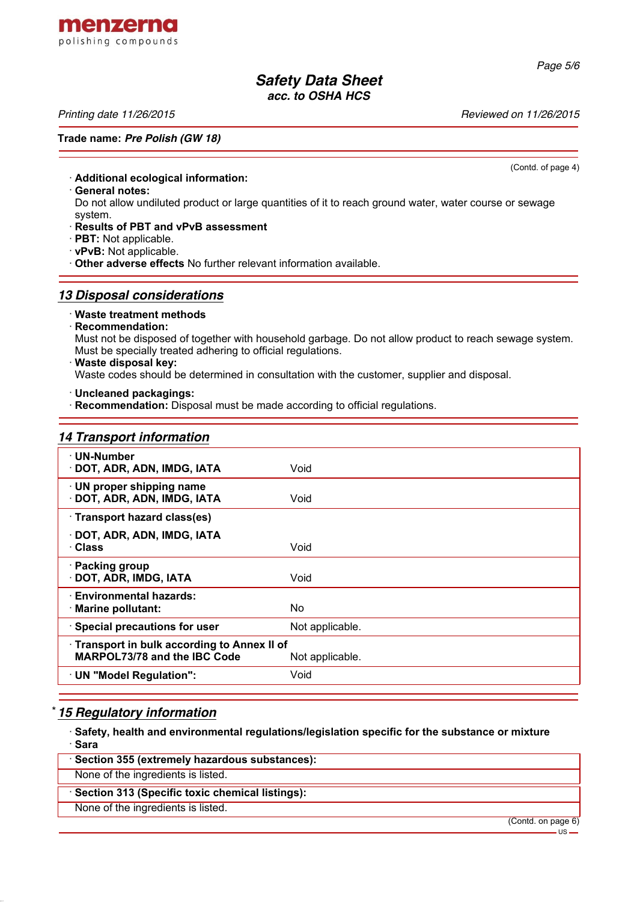(Contd. of page 4)

· **Additional ecological information:**
· **General notes:**
Do not allow undiluted product or large quantities of it to reach ground water, water course or sewage system.
· **Results of PBT and vPvB assessment**
· **PBT:** Not applicable.
· **vPvB:** Not applicable.
· **Other adverse effects** No further relevant information available.

## 13 Disposal considerations

· **Waste treatment methods**
· **Recommendation:**
Must not be disposed of together with household garbage. Do not allow product to reach sewage system. Must be specially treated adhering to official regulations.
· **Waste disposal key:**
Waste codes should be determined in consultation with the customer, supplier and disposal.

· **Uncleaned packagings:**
· **Recommendation:** Disposal must be made according to official regulations.

## 14 Transport information

| | |
|---|---|
| · **UN-Number**<br>· **DOT, ADR, ADN, IMDG, IATA** | Void |
| · **UN proper shipping name**<br>· **DOT, ADR, ADN, IMDG, IATA** | Void |
| · **Transport hazard class(es)**<br>· **DOT, ADR, ADN, IMDG, IATA**<br>· **Class** | Void |
| · **Packing group**<br>· **DOT, ADR, IMDG, IATA** | Void |
| · **Environmental hazards:**<br>· **Marine pollutant:** | No |
| · **Special precautions for user** | Not applicable. |
| · **Transport in bulk according to Annex II of MARPOL73/78 and the IBC Code** | Not applicable. |
| · **UN "Model Regulation":** | Void |

## * 15 Regulatory information

· **Safety, health and environmental regulations/legislation specific for the substance or mixture**
· **Sara**

| · **Section 355 (extremely hazardous substances):** |
|---|
| None of the ingredients is listed. |

| · **Section 313 (Specific toxic chemical listings):** |
|---|
| None of the ingredients is listed. |

(Contd. on page 6)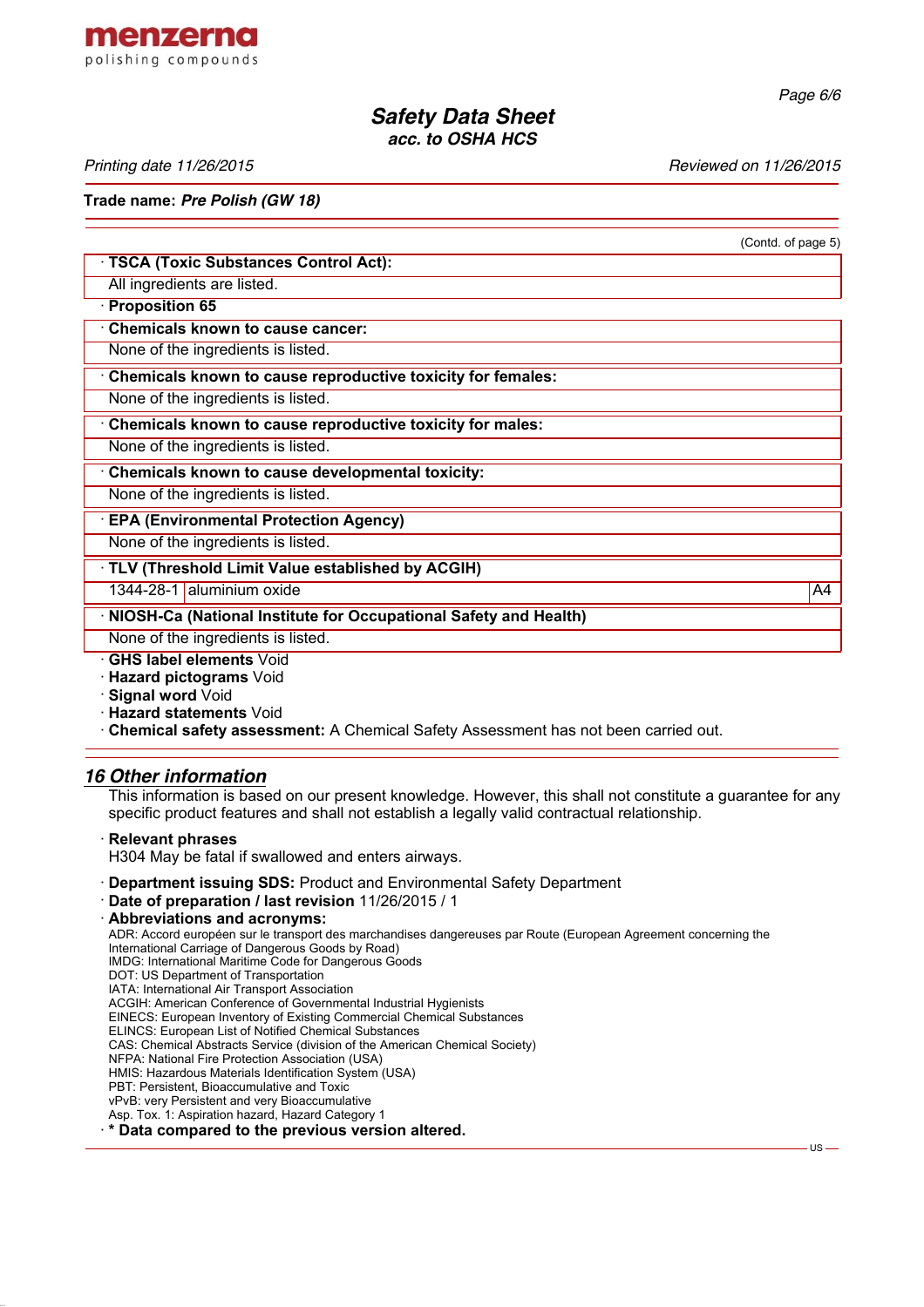(Contd. of page 5)

· **TSCA (Toxic Substances Control Act):**

All ingredients are listed.

· **Proposition 65**

· **Chemicals known to cause cancer:**

None of the ingredients is listed.

· **Chemicals known to cause reproductive toxicity for females:**

None of the ingredients is listed.

· **Chemicals known to cause reproductive toxicity for males:**

None of the ingredients is listed.

· **Chemicals known to cause developmental toxicity:**

None of the ingredients is listed.

· **EPA (Environmental Protection Agency)**

None of the ingredients is listed.

· **TLV (Threshold Limit Value established by ACGIH)**

| | | |
|---|---|---|
| 1344-28-1 | aluminium oxide | A4 |

· **NIOSH-Ca (National Institute for Occupational Safety and Health)**

None of the ingredients is listed.

· **GHS label elements** Void
· **Hazard pictograms** Void
· **Signal word** Void
· **Hazard statements** Void
· **Chemical safety assessment:** A Chemical Safety Assessment has not been carried out.

## *16 Other information*

This information is based on our present knowledge. However, this shall not constitute a guarantee for any specific product features and shall not establish a legally valid contractual relationship.

· **Relevant phrases**
H304 May be fatal if swallowed and enters airways.

· **Department issuing SDS:** Product and Environmental Safety Department
· **Date of preparation / last revision** 11/26/2015 / 1
· **Abbreviations and acronyms:**
ADR: Accord européen sur le transport des marchandises dangereuses par Route (European Agreement concerning the International Carriage of Dangerous Goods by Road)
IMDG: International Maritime Code for Dangerous Goods
DOT: US Department of Transportation
IATA: International Air Transport Association
ACGIH: American Conference of Governmental Industrial Hygienists
EINECS: European Inventory of Existing Commercial Chemical Substances
ELINCS: European List of Notified Chemical Substances
CAS: Chemical Abstracts Service (division of the American Chemical Society)
NFPA: National Fire Protection Association (USA)
HMIS: Hazardous Materials Identification System (USA)
PBT: Persistent, Bioaccumulative and Toxic
vPvB: very Persistent and very Bioaccumulative
Asp. Tox. 1: Aspiration hazard, Hazard Category 1

· *** Data compared to the previous version altered.**